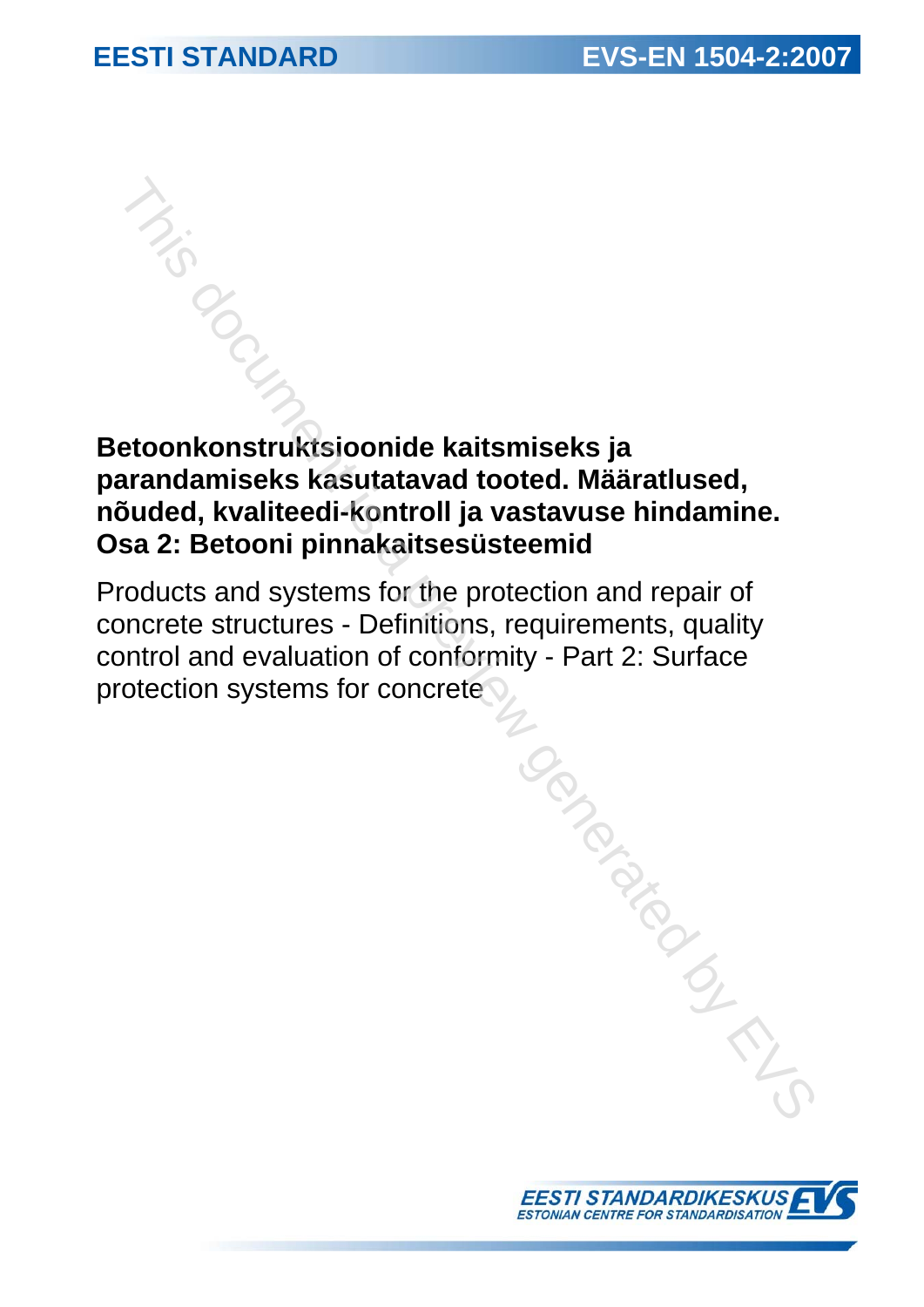EESTI STANDARD

EVS-EN 1504-2:2007

# Betoonkonstruktsioonide kaitsmiseks ja parandamiseks kasutatavad tooted. Määratlused, nõuded, kvaliteedi-kontroll ja vastavuse hindamine. Osa 2: Betooni pinnakaitsesüsteemid

Products and systems for the protection and repair of concrete structures - Definitions, requirements, quality control and evaluation of conformity - Part 2: Surface protection systems for concrete

EESTI STANDARDIKESKUS
ESTONIAN CENTRE FOR STANDARDISATION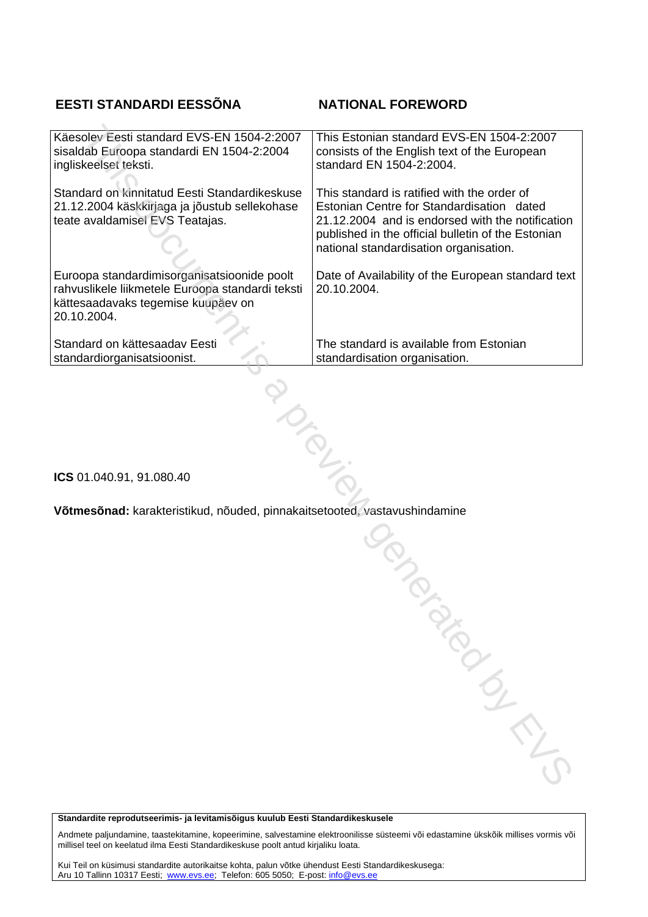| EESTI STANDARDI EESSÕNA | NATIONAL FOREWORD |
|---|---|
| Käesolev Eesti standard EVS-EN 1504-2:2007 sisaldab Euroopa standardi EN 1504-2:2004 ingliskeelset teksti. | This Estonian standard EVS-EN 1504-2:2007 consists of the English text of the European standard EN 1504-2:2004. |
| Standard on kinnitatud Eesti Standardikeskuse 21.12.2004 käskkirjaga ja jõustub sellekohase teate avaldamisel EVS Teatajas. | This standard is ratified with the order of Estonian Centre for Standardisation dated 21.12.2004 and is endorsed with the notification published in the official bulletin of the Estonian national standardisation organisation. |
| Euroopa standardimisorganisatsioonide poolt rahvuslikele liikmetele Euroopa standardi teksti kättesaadavaks tegemise kuupäev on 20.10.2004. | Date of Availability of the European standard text 20.10.2004. |
| Standard on kättesaadav Eesti standardiorganisatsioonist. | The standard is available from Estonian standardisation organisation. |

**ICS** 01.040.91, 91.080.40

**Võtmesõnad:** karakteristikud, nõuded, pinnakaitsetooted, vastavushindamine

**Standardite reprodutseerimis- ja levitamisõigus kuulub Eesti Standardikeskusele**

Andmete paljundamine, taastekitamine, kopeerimine, salvestamine elektroonilisse süsteemi või edastamine ükskõik millises vormis või millisel teel on keelatud ilma Eesti Standardikeskuse poolt antud kirjaliku loata.

Kui Teil on küsimusi standardite autorikaitse kohta, palun võtke ühendust Eesti Standardikeskusega:
Aru 10 Tallinn 10317 Eesti; www.evs.ee; Telefon: 605 5050; E-post: info@evs.ee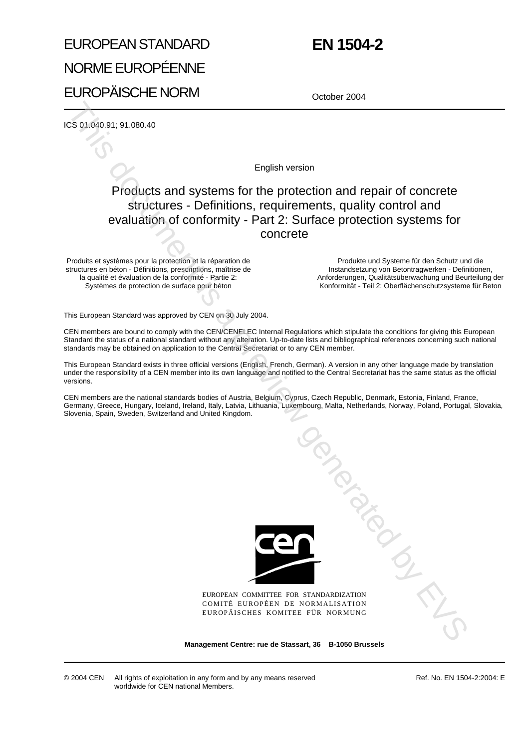# EUROPEAN STANDARD

# NORME EUROPÉENNE

# EUROPÄISCHE NORM

# EN 1504-2

October 2004

ICS 01.040.91; 91.080.40

English version

## Products and systems for the protection and repair of concrete structures - Definitions, requirements, quality control and evaluation of conformity - Part 2: Surface protection systems for concrete

Produits et systèmes pour la protection et la réparation de structures en béton - Définitions, prescriptions, maîtrise de la qualité et évaluation de la conformité - Partie 2: Systèmes de protection de surface pour béton

Produkte und Systeme für den Schutz und die Instandsetzung von Betontragwerken - Definitionen, Anforderungen, Qualitätsüberwachung und Beurteilung der Konformität - Teil 2: Oberflächenschutzsysteme für Beton

This European Standard was approved by CEN on 30 July 2004.

CEN members are bound to comply with the CEN/CENELEC Internal Regulations which stipulate the conditions for giving this European Standard the status of a national standard without any alteration. Up-to-date lists and bibliographical references concerning such national standards may be obtained on application to the Central Secretariat or to any CEN member.

This European Standard exists in three official versions (English, French, German). A version in any other language made by translation under the responsibility of a CEN member into its own language and notified to the Central Secretariat has the same status as the official versions.

CEN members are the national standards bodies of Austria, Belgium, Cyprus, Czech Republic, Denmark, Estonia, Finland, France, Germany, Greece, Hungary, Iceland, Ireland, Italy, Latvia, Lithuania, Luxembourg, Malta, Netherlands, Norway, Poland, Portugal, Slovakia, Slovenia, Spain, Sweden, Switzerland and United Kingdom.

EUROPEAN COMMITTEE FOR STANDARDIZATION
COMITÉ EUROPÉEN DE NORMALISATION
EUROPÄISCHES KOMITEE FÜR NORMUNG

**Management Centre: rue de Stassart, 36 B-1050 Brussels**

© 2004 CEN All rights of exploitation in any form and by any means reserved worldwide for CEN national Members.

Ref. No. EN 1504-2:2004: E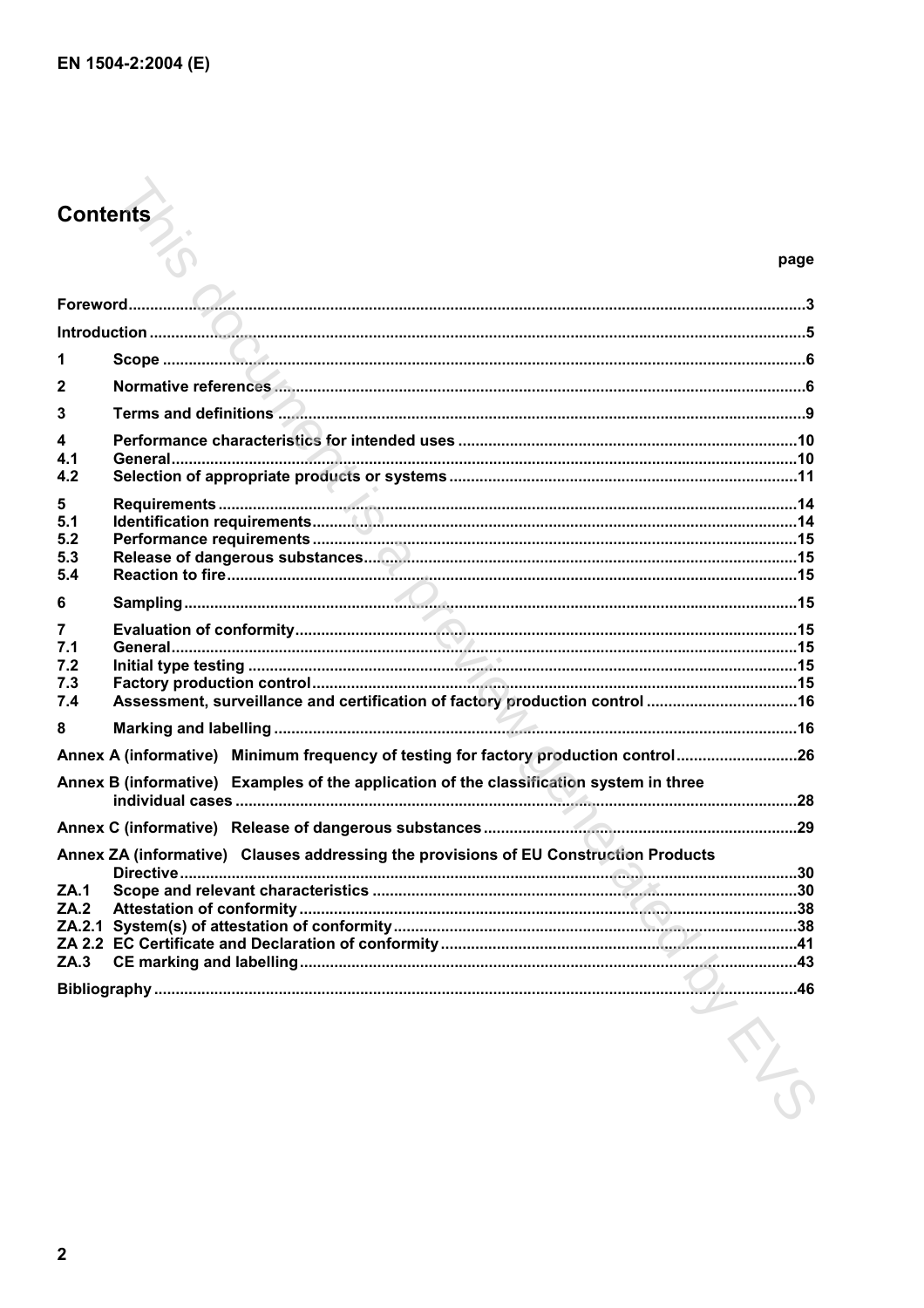## Contents

| | | page |
|---|---|---|
| Foreword | | 3 |
| Introduction | | 5 |
| 1 | Scope | 6 |
| 2 | Normative references | 6 |
| 3 | Terms and definitions | 9 |
| 4 | Performance characteristics for intended uses | 10 |
| 4.1 | General | 10 |
| 4.2 | Selection of appropriate products or systems | 11 |
| 5 | Requirements | 14 |
| 5.1 | Identification requirements | 14 |
| 5.2 | Performance requirements | 15 |
| 5.3 | Release of dangerous substances | 15 |
| 5.4 | Reaction to fire | 15 |
| 6 | Sampling | 15 |
| 7 | Evaluation of conformity | 15 |
| 7.1 | General | 15 |
| 7.2 | Initial type testing | 15 |
| 7.3 | Factory production control | 15 |
| 7.4 | Assessment, surveillance and certification of factory production control | 16 |
| 8 | Marking and labelling | 16 |
| Annex A (informative) | Minimum frequency of testing for factory production control | 26 |
| Annex B (informative) | Examples of the application of the classification system in three individual cases | 28 |
| Annex C (informative) | Release of dangerous substances | 29 |
| Annex ZA (informative) | Clauses addressing the provisions of EU Construction Products Directive | 30 |
| ZA.1 | Scope and relevant characteristics | 30 |
| ZA.2 | Attestation of conformity | 38 |
| ZA.2.1 | System(s) of attestation of conformity | 38 |
| ZA 2.2 | EC Certificate and Declaration of conformity | 41 |
| ZA.3 | CE marking and labelling | 43 |
| Bibliography | | 46 |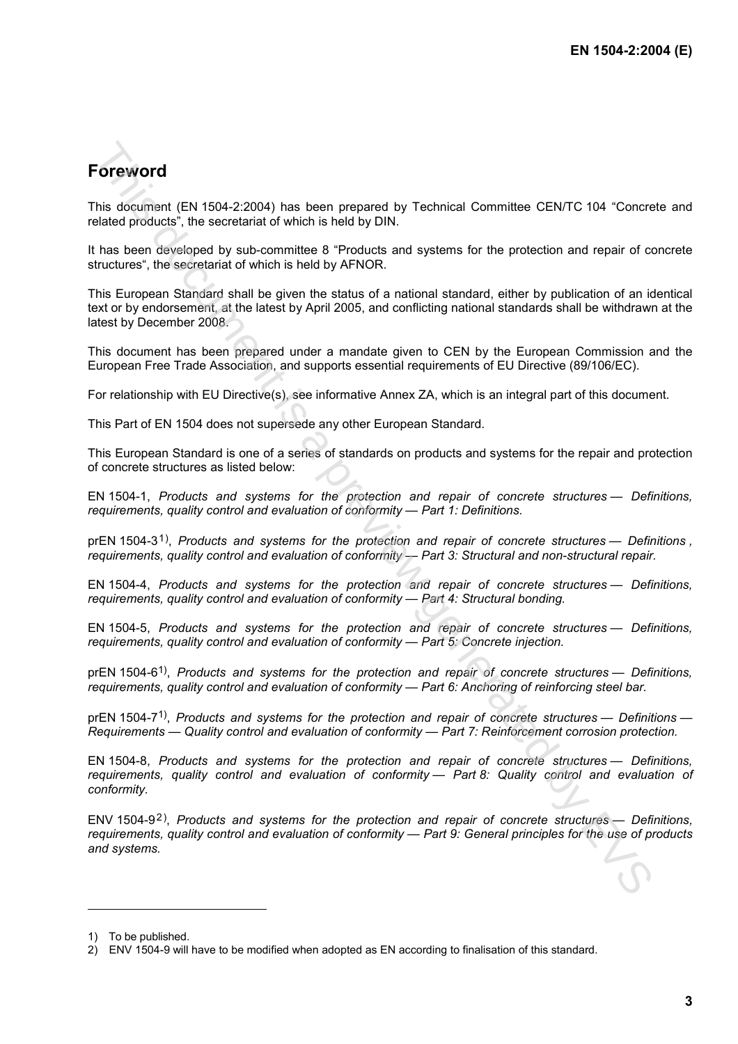# Foreword

This document (EN 1504-2:2004) has been prepared by Technical Committee CEN/TC 104 "Concrete and related products", the secretariat of which is held by DIN.

It has been developed by sub-committee 8 "Products and systems for the protection and repair of concrete structures", the secretariat of which is held by AFNOR.

This European Standard shall be given the status of a national standard, either by publication of an identical text or by endorsement, at the latest by April 2005, and conflicting national standards shall be withdrawn at the latest by December 2008.

This document has been prepared under a mandate given to CEN by the European Commission and the European Free Trade Association, and supports essential requirements of EU Directive (89/106/EC).

For relationship with EU Directive(s), see informative Annex ZA, which is an integral part of this document.

This Part of EN 1504 does not supersede any other European Standard.

This European Standard is one of a series of standards on products and systems for the repair and protection of concrete structures as listed below:

EN 1504-1, *Products and systems for the protection and repair of concrete structures — Definitions, requirements, quality control and evaluation of conformity — Part 1: Definitions.*

prEN 1504-3[1)], *Products and systems for the protection and repair of concrete structures — Definitions , requirements, quality control and evaluation of conformity — Part 3: Structural and non-structural repair.*

EN 1504-4, *Products and systems for the protection and repair of concrete structures — Definitions, requirements, quality control and evaluation of conformity — Part 4: Structural bonding.*

EN 1504-5, *Products and systems for the protection and repair of concrete structures — Definitions, requirements, quality control and evaluation of conformity — Part 5: Concrete injection.*

prEN 1504-6[1)], *Products and systems for the protection and repair of concrete structures — Definitions, requirements, quality control and evaluation of conformity — Part 6: Anchoring of reinforcing steel bar.*

prEN 1504-7[1)], *Products and systems for the protection and repair of concrete structures — Definitions — Requirements — Quality control and evaluation of conformity — Part 7: Reinforcement corrosion protection.*

EN 1504-8, *Products and systems for the protection and repair of concrete structures — Definitions, requirements, quality control and evaluation of conformity — Part 8: Quality control and evaluation of conformity.*

ENV 1504-9[2)], *Products and systems for the protection and repair of concrete structures — Definitions, requirements, quality control and evaluation of conformity — Part 9: General principles for the use of products and systems.*

---

1) To be published.

2) ENV 1504-9 will have to be modified when adopted as EN according to finalisation of this standard.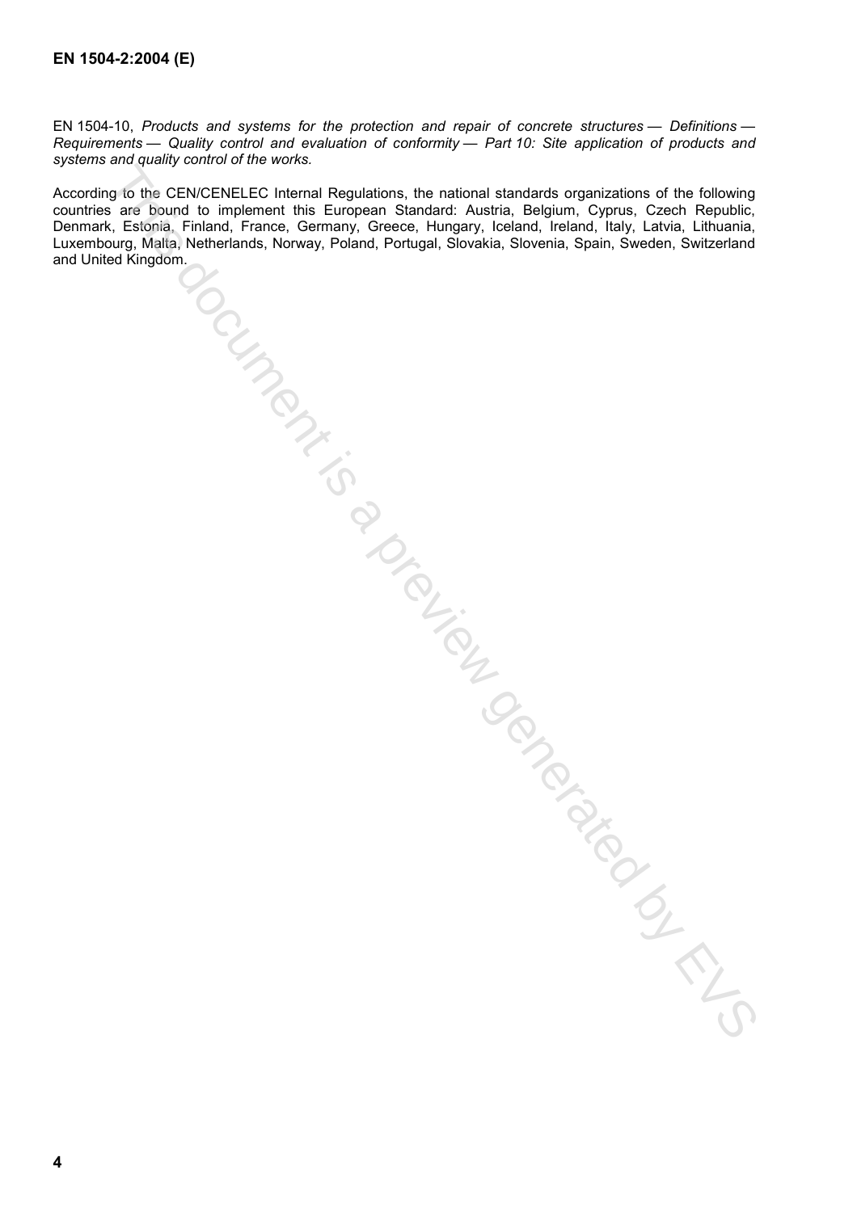EN 1504-10, *Products and systems for the protection and repair of concrete structures — Definitions — Requirements — Quality control and evaluation of conformity — Part 10: Site application of products and systems and quality control of the works.*

According to the CEN/CENELEC Internal Regulations, the national standards organizations of the following countries are bound to implement this European Standard: Austria, Belgium, Cyprus, Czech Republic, Denmark, Estonia, Finland, France, Germany, Greece, Hungary, Iceland, Ireland, Italy, Latvia, Lithuania, Luxembourg, Malta, Netherlands, Norway, Poland, Portugal, Slovakia, Slovenia, Spain, Sweden, Switzerland and United Kingdom.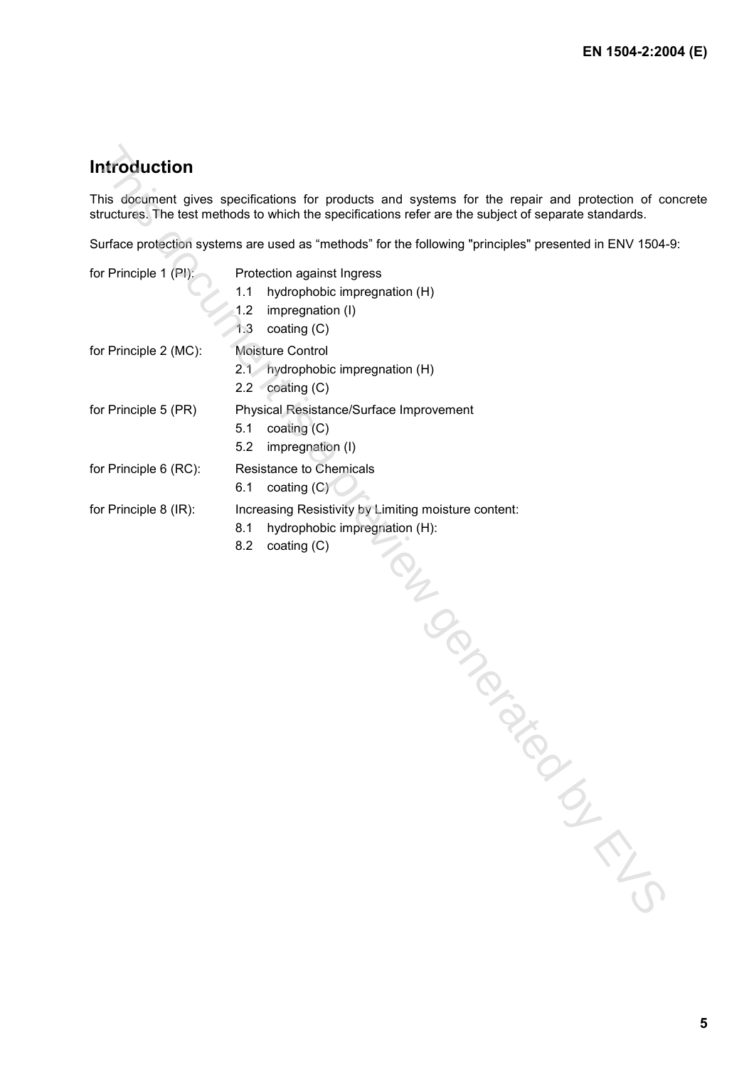## Introduction

This document gives specifications for products and systems for the repair and protection of concrete structures. The test methods to which the specifications refer are the subject of separate standards.

Surface protection systems are used as “methods” for the following "principles" presented in ENV 1504-9:

| | |
|---|---|
| for Principle 1 (PI): | Protection against Ingress<br>1.1 hydrophobic impregnation (H)<br>1.2 impregnation (I)<br>1.3 coating (C) |
| for Principle 2 (MC): | Moisture Control<br>2.1 hydrophobic impregnation (H)<br>2.2 coating (C) |
| for Principle 5 (PR) | Physical Resistance/Surface Improvement<br>5.1 coating (C)<br>5.2 impregnation (I) |
| for Principle 6 (RC): | Resistance to Chemicals<br>6.1 coating (C) |
| for Principle 8 (IR): | Increasing Resistivity by Limiting moisture content:<br>8.1 hydrophobic impregnation (H):<br>8.2 coating (C) |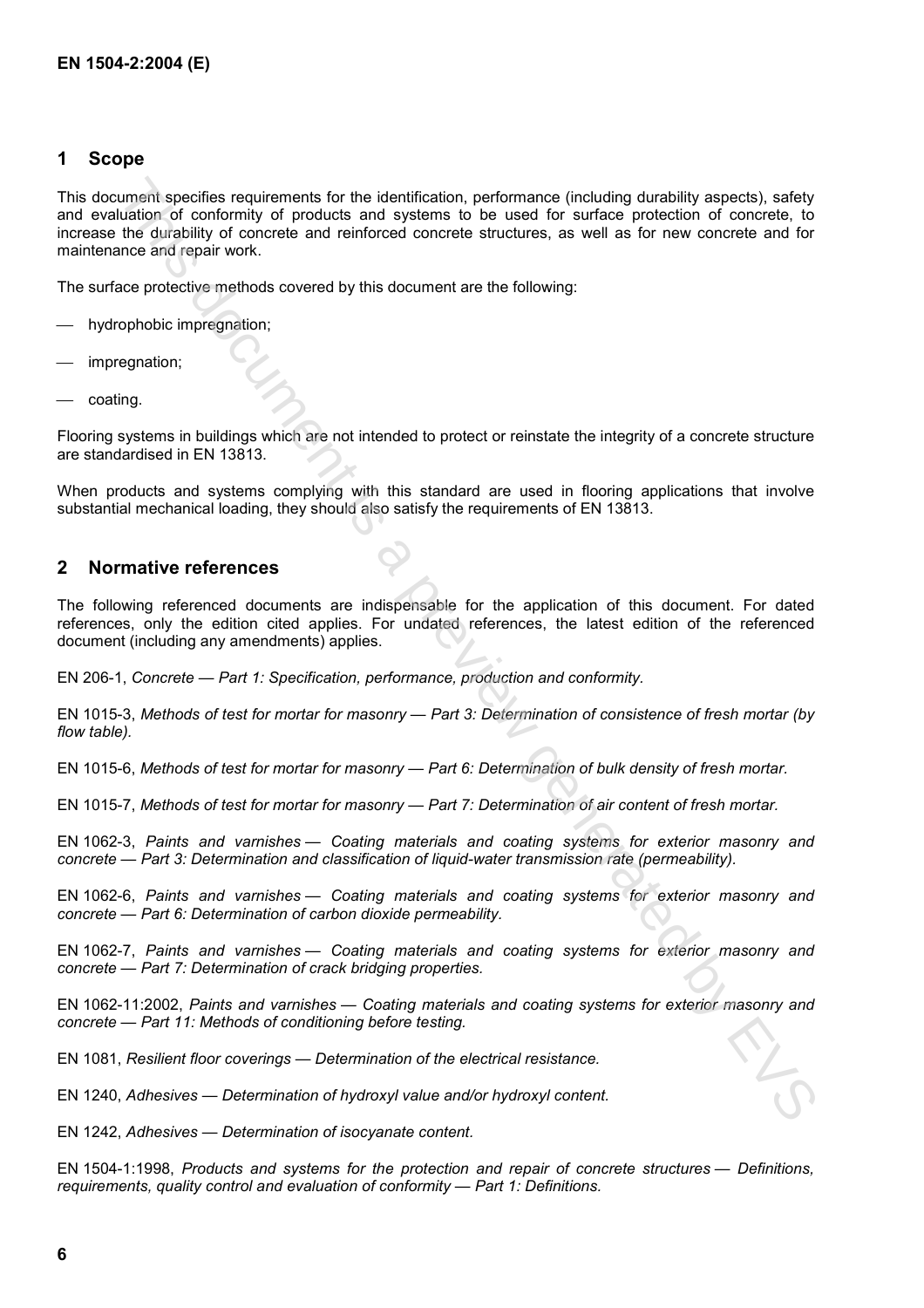## 1 Scope

This document specifies requirements for the identification, performance (including durability aspects), safety and evaluation of conformity of products and systems to be used for surface protection of concrete, to increase the durability of concrete and reinforced concrete structures, as well as for new concrete and for maintenance and repair work.

The surface protective methods covered by this document are the following:

- hydrophobic impregnation;
- impregnation;
- coating.

Flooring systems in buildings which are not intended to protect or reinstate the integrity of a concrete structure are standardised in EN 13813.

When products and systems complying with this standard are used in flooring applications that involve substantial mechanical loading, they should also satisfy the requirements of EN 13813.

## 2 Normative references

The following referenced documents are indispensable for the application of this document. For dated references, only the edition cited applies. For undated references, the latest edition of the referenced document (including any amendments) applies.

EN 206-1, *Concrete — Part 1: Specification, performance, production and conformity.*

EN 1015-3, *Methods of test for mortar for masonry — Part 3: Determination of consistence of fresh mortar (by flow table).*

EN 1015-6, *Methods of test for mortar for masonry — Part 6: Determination of bulk density of fresh mortar.*

EN 1015-7, *Methods of test for mortar for masonry — Part 7: Determination of air content of fresh mortar.*

EN 1062-3, *Paints and varnishes — Coating materials and coating systems for exterior masonry and concrete — Part 3: Determination and classification of liquid-water transmission rate (permeability).*

EN 1062-6, *Paints and varnishes — Coating materials and coating systems for exterior masonry and concrete — Part 6: Determination of carbon dioxide permeability.*

EN 1062-7, *Paints and varnishes — Coating materials and coating systems for exterior masonry and concrete — Part 7: Determination of crack bridging properties.*

EN 1062-11:2002, *Paints and varnishes — Coating materials and coating systems for exterior masonry and concrete — Part 11: Methods of conditioning before testing.*

EN 1081, *Resilient floor coverings — Determination of the electrical resistance.*

EN 1240, *Adhesives — Determination of hydroxyl value and/or hydroxyl content.*

EN 1242, *Adhesives — Determination of isocyanate content.*

EN 1504-1:1998, *Products and systems for the protection and repair of concrete structures — Definitions, requirements, quality control and evaluation of conformity — Part 1: Definitions.*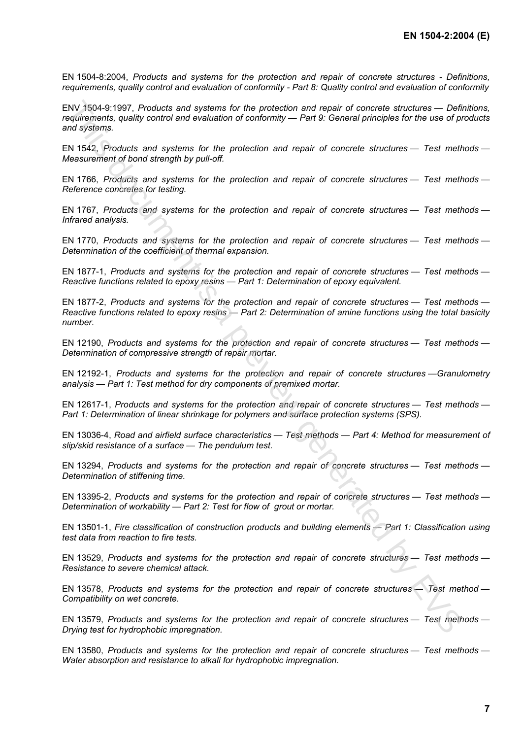EN 1504-8:2004, *Products and systems for the protection and repair of concrete structures - Definitions, requirements, quality control and evaluation of conformity - Part 8: Quality control and evaluation of conformity*

ENV 1504-9:1997, *Products and systems for the protection and repair of concrete structures — Definitions, requirements, quality control and evaluation of conformity — Part 9: General principles for the use of products and systems.*

EN 1542, *Products and systems for the protection and repair of concrete structures — Test methods — Measurement of bond strength by pull-off.*

EN 1766, *Products and systems for the protection and repair of concrete structures — Test methods — Reference concretes for testing.*

EN 1767, *Products and systems for the protection and repair of concrete structures — Test methods — Infrared analysis.*

EN 1770, *Products and systems for the protection and repair of concrete structures — Test methods — Determination of the coefficient of thermal expansion.*

EN 1877-1, *Products and systems for the protection and repair of concrete structures — Test methods — Reactive functions related to epoxy resins — Part 1: Determination of epoxy equivalent.*

EN 1877-2, *Products and systems for the protection and repair of concrete structures — Test methods — Reactive functions related to epoxy resins — Part 2: Determination of amine functions using the total basicity number.*

EN 12190, *Products and systems for the protection and repair of concrete structures — Test methods — Determination of compressive strength of repair mortar.*

EN 12192-1, *Products and systems for the protection and repair of concrete structures —Granulometry analysis — Part 1: Test method for dry components of premixed mortar.*

EN 12617-1, *Products and systems for the protection and repair of concrete structures — Test methods — Part 1: Determination of linear shrinkage for polymers and surface protection systems (SPS).*

EN 13036-4, *Road and airfield surface characteristics — Test methods — Part 4: Method for measurement of slip/skid resistance of a surface — The pendulum test.*

EN 13294, *Products and systems for the protection and repair of concrete structures — Test methods — Determination of stiffening time.*

EN 13395-2, *Products and systems for the protection and repair of concrete structures — Test methods — Determination of workability — Part 2: Test for flow of grout or mortar.*

EN 13501-1, *Fire classification of construction products and building elements — Part 1: Classification using test data from reaction to fire tests.*

EN 13529, *Products and systems for the protection and repair of concrete structures — Test methods — Resistance to severe chemical attack.*

EN 13578, *Products and systems for the protection and repair of concrete structures — Test method — Compatibility on wet concrete.*

EN 13579, *Products and systems for the protection and repair of concrete structures — Test methods — Drying test for hydrophobic impregnation.*

EN 13580, *Products and systems for the protection and repair of concrete structures — Test methods — Water absorption and resistance to alkali for hydrophobic impregnation.*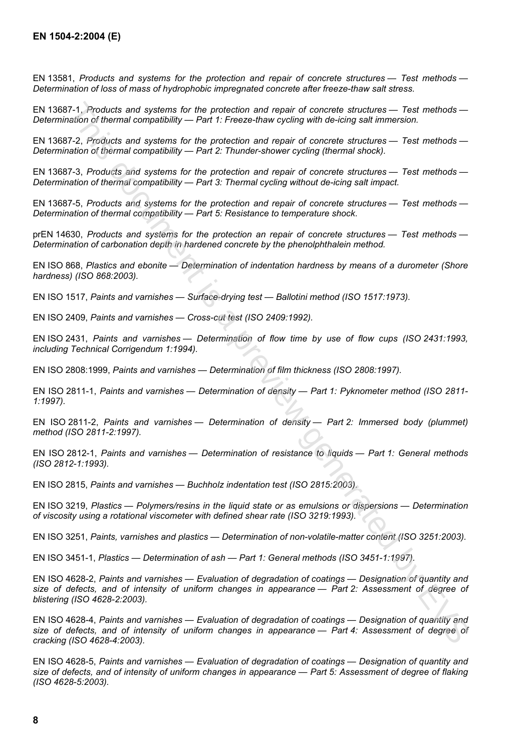EN 13581, *Products and systems for the protection and repair of concrete structures — Test methods — Determination of loss of mass of hydrophobic impregnated concrete after freeze-thaw salt stress.*

EN 13687-1, *Products and systems for the protection and repair of concrete structures — Test methods — Determination of thermal compatibility — Part 1: Freeze-thaw cycling with de-icing salt immersion.*

EN 13687-2, *Products and systems for the protection and repair of concrete structures — Test methods — Determination of thermal compatibility — Part 2: Thunder-shower cycling (thermal shock).*

EN 13687-3, *Products and systems for the protection and repair of concrete structures — Test methods — Determination of thermal compatibility — Part 3: Thermal cycling without de-icing salt impact.*

EN 13687-5, *Products and systems for the protection and repair of concrete structures — Test methods — Determination of thermal compatibility — Part 5: Resistance to temperature shock.*

prEN 14630, *Products and systems for the protection an repair of concrete structures — Test methods — Determination of carbonation depth in hardened concrete by the phenolphthalein method.*

EN ISO 868, *Plastics and ebonite — Determination of indentation hardness by means of a durometer (Shore hardness) (ISO 868:2003).*

EN ISO 1517, *Paints and varnishes — Surface-drying test — Ballotini method (ISO 1517:1973).*

EN ISO 2409, *Paints and varnishes — Cross-cut test (ISO 2409:1992).*

EN ISO 2431, *Paints and varnishes — Determination of flow time by use of flow cups (ISO 2431:1993, including Technical Corrigendum 1:1994).*

EN ISO 2808:1999, *Paints and varnishes — Determination of film thickness (ISO 2808:1997).*

EN ISO 2811-1, *Paints and varnishes — Determination of density — Part 1: Pyknometer method (ISO 2811-1:1997).*

EN ISO 2811-2, *Paints and varnishes — Determination of density — Part 2: Immersed body (plummet) method (ISO 2811-2:1997).*

EN ISO 2812-1, *Paints and varnishes — Determination of resistance to liquids — Part 1: General methods (ISO 2812-1:1993).*

EN ISO 2815, *Paints and varnishes — Buchholz indentation test (ISO 2815:2003).*

EN ISO 3219, *Plastics — Polymers/resins in the liquid state or as emulsions or dispersions — Determination of viscosity using a rotational viscometer with defined shear rate (ISO 3219:1993).*

EN ISO 3251, *Paints, varnishes and plastics — Determination of non-volatile-matter content (ISO 3251:2003).*

EN ISO 3451-1, *Plastics — Determination of ash — Part 1: General methods (ISO 3451-1:1997).*

EN ISO 4628-2, *Paints and varnishes — Evaluation of degradation of coatings — Designation of quantity and size of defects, and of intensity of uniform changes in appearance — Part 2: Assessment of degree of blistering (ISO 4628-2:2003).*

EN ISO 4628-4, *Paints and varnishes — Evaluation of degradation of coatings — Designation of quantity and size of defects, and of intensity of uniform changes in appearance — Part 4: Assessment of degree of cracking (ISO 4628-4:2003).*

EN ISO 4628-5, *Paints and varnishes — Evaluation of degradation of coatings — Designation of quantity and size of defects, and of intensity of uniform changes in appearance — Part 5: Assessment of degree of flaking (ISO 4628-5:2003).*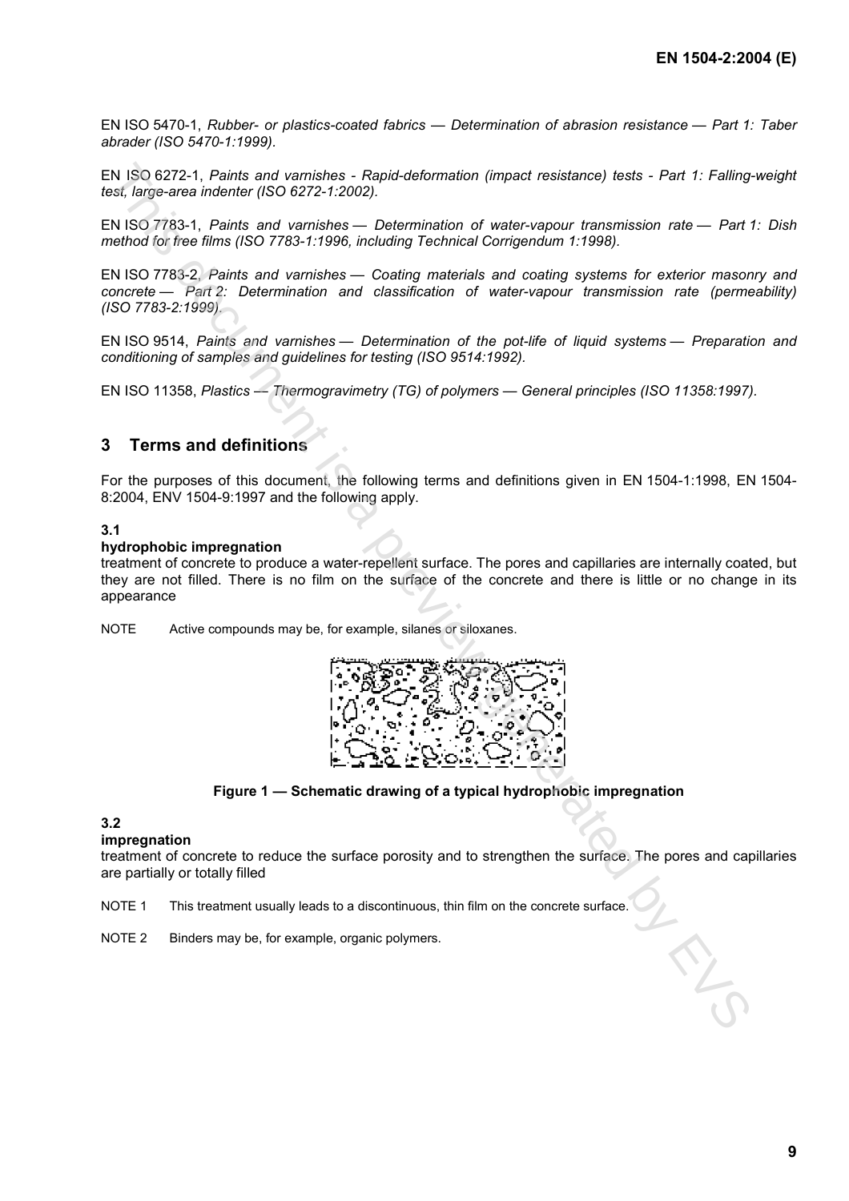EN ISO 5470-1, *Rubber- or plastics-coated fabrics — Determination of abrasion resistance — Part 1: Taber abrader (ISO 5470-1:1999).*

EN ISO 6272-1, *Paints and varnishes - Rapid-deformation (impact resistance) tests - Part 1: Falling-weight test, large-area indenter (ISO 6272-1:2002).*

EN ISO 7783-1, *Paints and varnishes — Determination of water-vapour transmission rate — Part 1: Dish method for free films (ISO 7783-1:1996, including Technical Corrigendum 1:1998).*

EN ISO 7783-2, *Paints and varnishes — Coating materials and coating systems for exterior masonry and concrete — Part 2: Determination and classification of water-vapour transmission rate (permeability) (ISO 7783-2:1999).*

EN ISO 9514, *Paints and varnishes — Determination of the pot-life of liquid systems — Preparation and conditioning of samples and guidelines for testing (ISO 9514:1992).*

EN ISO 11358, *Plastics — Thermogravimetry (TG) of polymers — General principles (ISO 11358:1997).*

## 3 Terms and definitions

For the purposes of this document, the following terms and definitions given in EN 1504-1:1998, EN 1504-8:2004, ENV 1504-9:1997 and the following apply.

**3.1**

**hydrophobic impregnation**

treatment of concrete to produce a water-repellent surface. The pores and capillaries are internally coated, but they are not filled. There is no film on the surface of the concrete and there is little or no change in its appearance

NOTE Active compounds may be, for example, silanes or siloxanes.

**Figure 1 — Schematic drawing of a typical hydrophobic impregnation**

**3.2**

**impregnation**

treatment of concrete to reduce the surface porosity and to strengthen the surface. The pores and capillaries are partially or totally filled

NOTE 1 This treatment usually leads to a discontinuous, thin film on the concrete surface.

NOTE 2 Binders may be, for example, organic polymers.